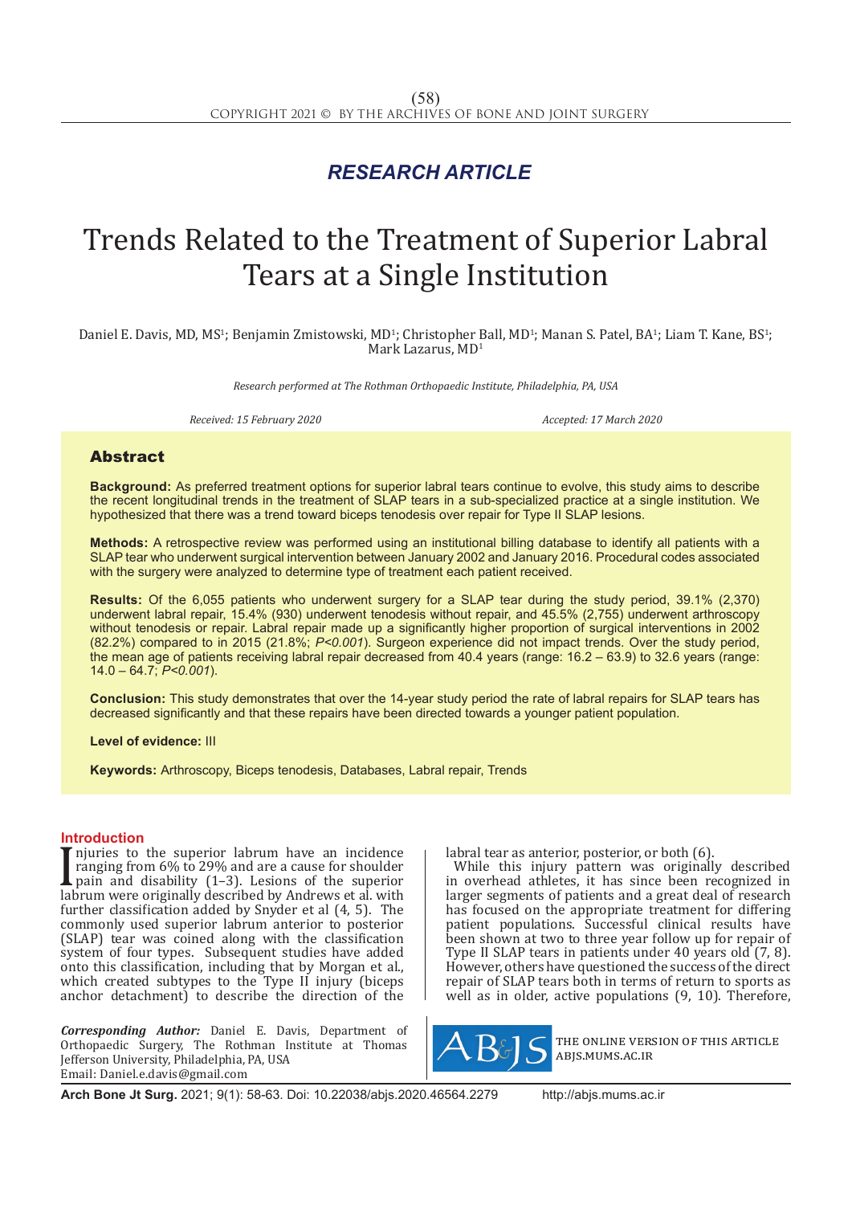*RESEARCH ARTICLE*

# Trends Related to the Treatment of Superior Labral Tears at a Single Institution

Daniel E. Davis, MD, MS[1]; Benjamin Zmistowski, MD[1]; Christopher Ball, MD[1]; Manan S. Patel, BA[1]; Liam T. Kane, BS[1]; Mark Lazarus, MD[1]

*Research performed at The Rothman Orthopaedic Institute, Philadelphia, PA, USA*

*Received: 15 February 2020* *Accepted: 17 March 2020*

## Abstract

**Background:** As preferred treatment options for superior labral tears continue to evolve, this study aims to describe the recent longitudinal trends in the treatment of SLAP tears in a sub-specialized practice at a single institution. We hypothesized that there was a trend toward biceps tenodesis over repair for Type II SLAP lesions.

**Methods:** A retrospective review was performed using an institutional billing database to identify all patients with a SLAP tear who underwent surgical intervention between January 2002 and January 2016. Procedural codes associated with the surgery were analyzed to determine type of treatment each patient received.

**Results:** Of the 6,055 patients who underwent surgery for a SLAP tear during the study period, 39.1% (2,370) underwent labral repair, 15.4% (930) underwent tenodesis without repair, and 45.5% (2,755) underwent arthroscopy without tenodesis or repair. Labral repair made up a significantly higher proportion of surgical interventions in 2002 (82.2%) compared to in 2015 (21.8%; *P<0.001*). Surgeon experience did not impact trends. Over the study period, the mean age of patients receiving labral repair decreased from 40.4 years (range: 16.2 – 63.9) to 32.6 years (range: 14.0 – 64.7; *P<0.001*).

**Conclusion:** This study demonstrates that over the 14-year study period the rate of labral repairs for SLAP tears has decreased significantly and that these repairs have been directed towards a younger patient population.

**Level of evidence:** III

**Keywords:** Arthroscopy, Biceps tenodesis, Databases, Labral repair, Trends

## Introduction

Injuries to the superior labrum have an incidence ranging from 6% to 29% and are a cause for shoulder pain and disability (1–3). Lesions of the superior labrum were originally described by Andrews et al. with further classification added by Snyder et al (4, 5). The commonly used superior labrum anterior to posterior (SLAP) tear was coined along with the classification system of four types. Subsequent studies have added onto this classification, including that by Morgan et al., which created subtypes to the Type II injury (biceps anchor detachment) to describe the direction of the labral tear as anterior, posterior, or both (6).

While this injury pattern was originally described in overhead athletes, it has since been recognized in larger segments of patients and a great deal of research has focused on the appropriate treatment for differing patient populations. Successful clinical results have been shown at two to three year follow up for repair of Type II SLAP tears in patients under 40 years old (7, 8). However, others have questioned the success of the direct repair of SLAP tears both in terms of return to sports as well as in older, active populations (9, 10). Therefore,

***Corresponding Author:*** Daniel E. Davis, Department of Orthopaedic Surgery, The Rothman Institute at Thomas Jefferson University, Philadelphia, PA, USA
Email: Daniel.e.davis@gmail.com

THE ONLINE VERSION OF THIS ARTICLE ABJS.MUMS.AC.IR

**Arch Bone Jt Surg.** 2021; 9(1): 58-63. Doi: 10.22038/abjs.2020.46564.2279 http://abjs.mums.ac.ir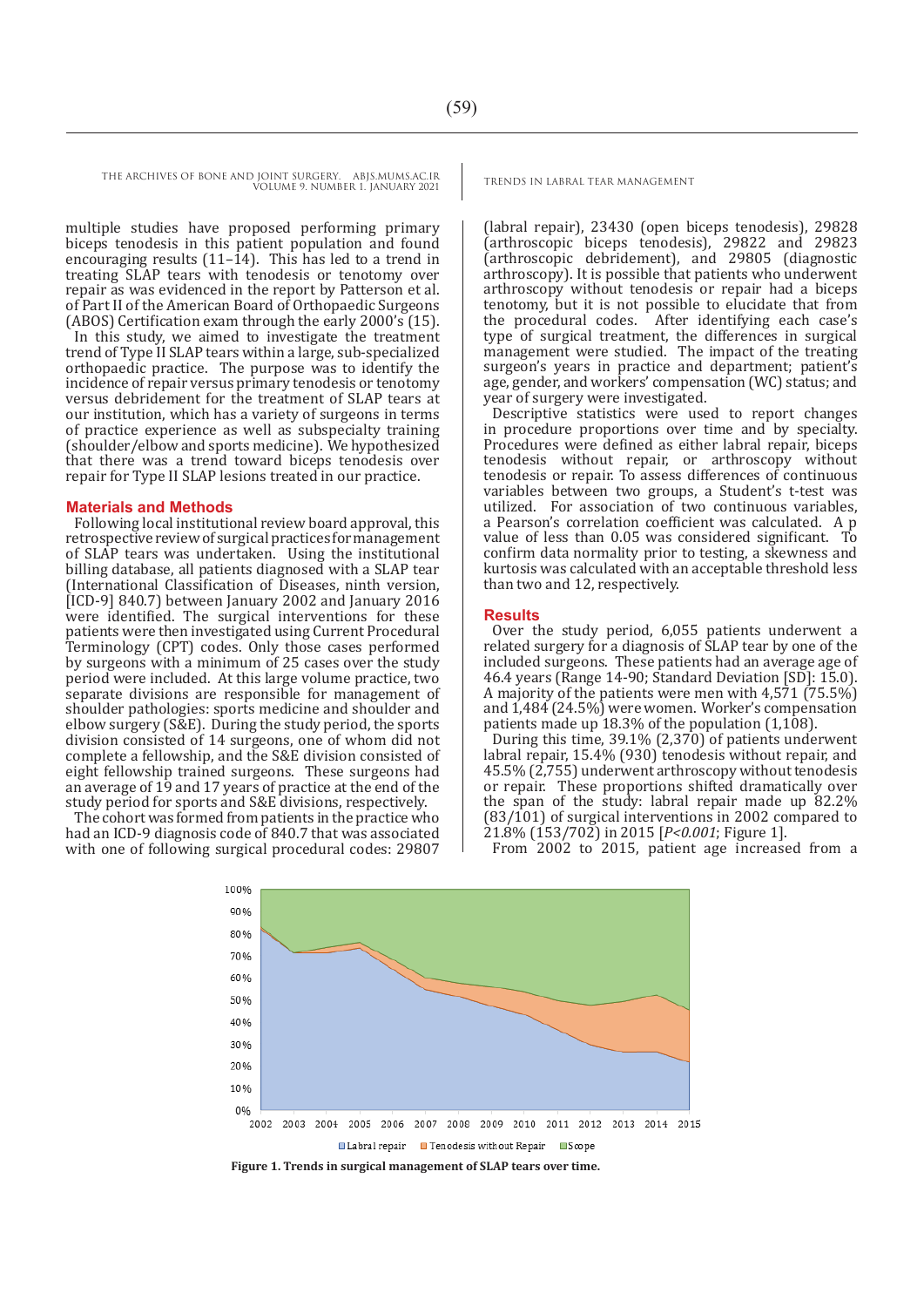multiple studies have proposed performing primary biceps tenodesis in this patient population and found encouraging results (11–14). This has led to a trend in treating SLAP tears with tenodesis or tenotomy over repair as was evidenced in the report by Patterson et al. of Part II of the American Board of Orthopaedic Surgeons (ABOS) Certification exam through the early 2000's (15).

In this study, we aimed to investigate the treatment trend of Type II SLAP tears within a large, sub-specialized orthopaedic practice. The purpose was to identify the incidence of repair versus primary tenodesis or tenotomy versus debridement for the treatment of SLAP tears at our institution, which has a variety of surgeons in terms of practice experience as well as subspecialty training (shoulder/elbow and sports medicine). We hypothesized that there was a trend toward biceps tenodesis over repair for Type II SLAP lesions treated in our practice.

## Materials and Methods

Following local institutional review board approval, this retrospective review of surgical practices for management of SLAP tears was undertaken. Using the institutional billing database, all patients diagnosed with a SLAP tear (International Classification of Diseases, ninth version, [ICD-9] 840.7) between January 2002 and January 2016 were identified. The surgical interventions for these patients were then investigated using Current Procedural Terminology (CPT) codes. Only those cases performed by surgeons with a minimum of 25 cases over the study period were included. At this large volume practice, two separate divisions are responsible for management of shoulder pathologies: sports medicine and shoulder and elbow surgery (S&E). During the study period, the sports division consisted of 14 surgeons, one of whom did not complete a fellowship, and the S&E division consisted of eight fellowship trained surgeons. These surgeons had an average of 19 and 17 years of practice at the end of the study period for sports and S&E divisions, respectively.

The cohort was formed from patients in the practice who had an ICD-9 diagnosis code of 840.7 that was associated with one of following surgical procedural codes: 29807 (labral repair), 23430 (open biceps tenodesis), 29828 (arthroscopic biceps tenodesis), 29822 and 29823 (arthroscopic debridement), and 29805 (diagnostic arthroscopy). It is possible that patients who underwent arthroscopy without tenodesis or repair had a biceps tenotomy, but it is not possible to elucidate that from the procedural codes. After identifying each case's type of surgical treatment, the differences in surgical management were studied. The impact of the treating surgeon's years in practice and department; patient's age, gender, and workers' compensation (WC) status; and year of surgery were investigated.

Descriptive statistics were used to report changes in procedure proportions over time and by specialty. Procedures were defined as either labral repair, biceps tenodesis without repair, or arthroscopy without tenodesis or repair. To assess differences of continuous variables between two groups, a Student's t-test was utilized. For association of two continuous variables, a Pearson's correlation coefficient was calculated. A p value of less than 0.05 was considered significant. To confirm data normality prior to testing, a skewness and kurtosis was calculated with an acceptable threshold less than two and 12, respectively.

## Results

Over the study period, 6,055 patients underwent a related surgery for a diagnosis of SLAP tear by one of the included surgeons. These patients had an average age of 46.4 years (Range 14-90; Standard Deviation [SD]: 15.0). A majority of the patients were men with 4,571 (75.5%) and 1,484 (24.5%) were women. Worker's compensation patients made up 18.3% of the population (1,108).

During this time, 39.1% (2,370) of patients underwent labral repair, 15.4% (930) tenodesis without repair, and 45.5% (2,755) underwent arthroscopy without tenodesis or repair. These proportions shifted dramatically over the span of the study: labral repair made up 82.2% (83/101) of surgical interventions in 2002 compared to 21.8% (153/702) in 2015 [*P<0.001*; Figure 1].

From 2002 to 2015, patient age increased from a

**Figure 1. Trends in surgical management of SLAP tears over time.**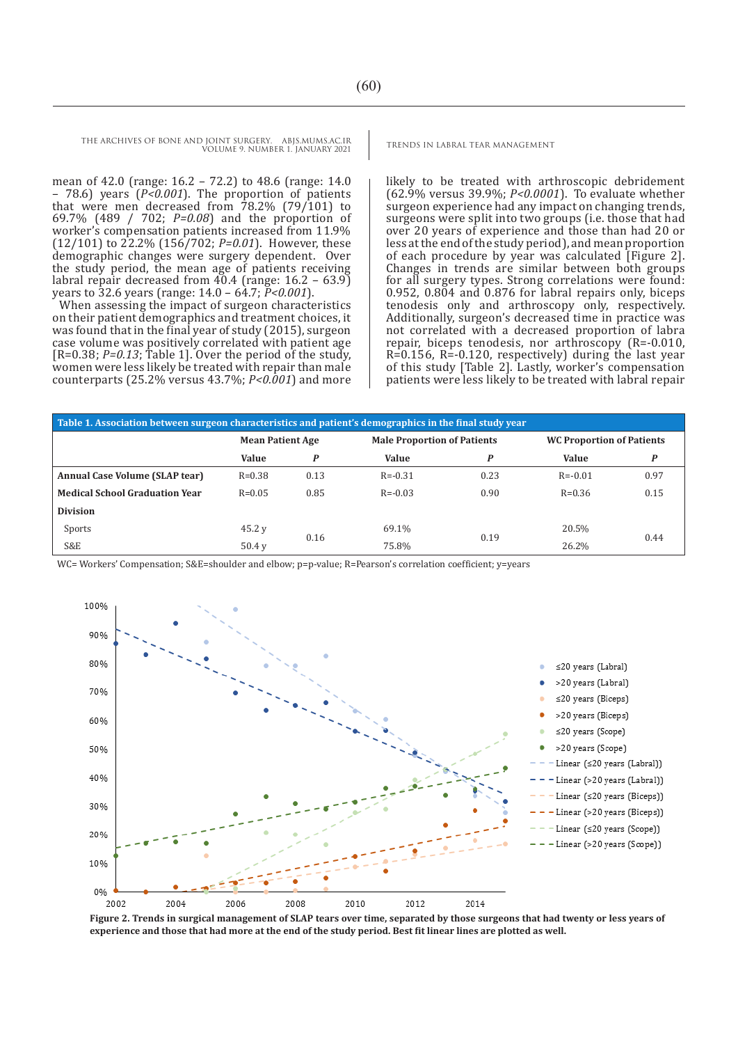mean of 42.0 (range: 16.2 – 72.2) to 48.6 (range: 14.0 – 78.6) years (*P<0.001*). The proportion of patients that were men decreased from 78.2% (79/101) to 69.7% (489 / 702; *P=0.08*) and the proportion of worker's compensation patients increased from 11.9% (12/101) to 22.2% (156/702; *P=0.01*). However, these demographic changes were surgery dependent. Over the study period, the mean age of patients receiving labral repair decreased from 40.4 (range: 16.2 – 63.9) years to 32.6 years (range: 14.0 – 64.7; *P<0.001*).

When assessing the impact of surgeon characteristics on their patient demographics and treatment choices, it was found that in the final year of study (2015), surgeon case volume was positively correlated with patient age [R=0.38; *P=0.13*; Table 1]. Over the period of the study, women were less likely be treated with repair than male counterparts (25.2% versus 43.7%; *P<0.001*) and more likely to be treated with arthroscopic debridement (62.9% versus 39.9%; *P<0.0001*). To evaluate whether surgeon experience had any impact on changing trends, surgeons were split into two groups (i.e. those that had over 20 years of experience and those than had 20 or less at the end of the study period), and mean proportion of each procedure by year was calculated [Figure 2]. Changes in trends are similar between both groups for all surgery types. Strong correlations were found: 0.952, 0.804 and 0.876 for labral repairs only, biceps tenodesis only and arthroscopy only, respectively. Additionally, surgeon's decreased time in practice was not correlated with a decreased proportion of labra repair, biceps tenodesis, nor arthroscopy (R=-0.010, R=0.156, R=-0.120, respectively) during the last year of this study [Table 2]. Lastly, worker's compensation patients were less likely to be treated with labral repair

**Table 1. Association between surgeon characteristics and patient's demographics in the final study year**

| | Mean Patient Age | | Male Proportion of Patients | | WC Proportion of Patients | |
|---|---|---|---|---|---|---|
| | **Value** | ***P*** | **Value** | ***P*** | **Value** | ***P*** |
| **Annual Case Volume (SLAP tear)** | R=0.38 | 0.13 | R=-0.31 | 0.23 | R=-0.01 | 0.97 |
| **Medical School Graduation Year** | R=0.05 | 0.85 | R=-0.03 | 0.90 | R=0.36 | 0.15 |
| **Division** | | | | | | |
| Sports | 45.2 y | 0.16 | 69.1% | 0.19 | 20.5% | 0.44 |
| S&E | 50.4 y | | 75.8% | | 26.2% | |

WC= Workers' Compensation; S&E=shoulder and elbow; p=p-value; R=Pearson's correlation coefficient; y=years

**Figure 2. Trends in surgical management of SLAP tears over time, separated by those surgeons that had twenty or less years of experience and those that had more at the end of the study period. Best fit linear lines are plotted as well.**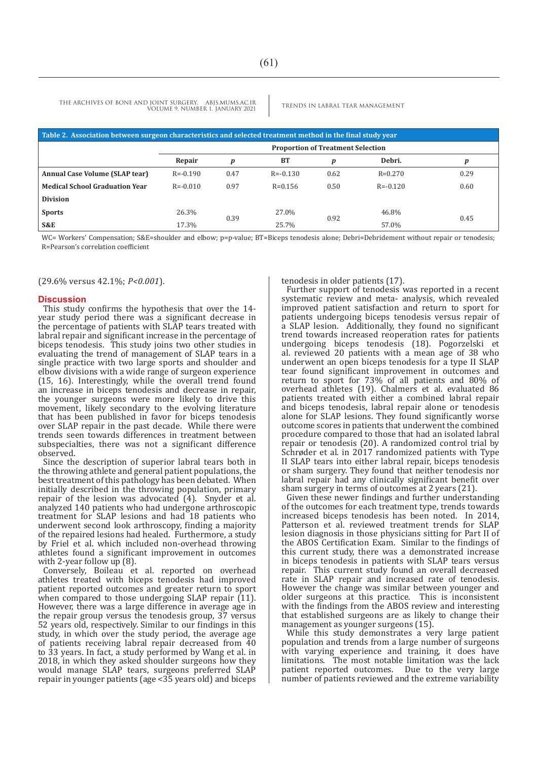**Table 2. Association between surgeon characteristics and selected treatment method in the final study year**

| | Proportion of Treatment Selection | | | | | |
|---|---|---|---|---|---|---|
| | Repair | *p* | BT | *p* | Debri. | *p* |
| **Annual Case Volume (SLAP tear)** | R=-0.190 | 0.47 | R=-0.130 | 0.62 | R=0.270 | 0.29 |
| **Medical School Graduation Year** | R=-0.010 | 0.97 | R=0.156 | 0.50 | R=-0.120 | 0.60 |
| **Division** | | | | | | |
| **Sports** | 26.3% | 0.39 | 27.0% | 0.92 | 46.8% | 0.45 |
| **S&E** | 17.3% | | 25.7% | | 57.0% | |

WC= Workers' Compensation; S&E=shoulder and elbow; p=p-value; BT=Biceps tenodesis alone; Debri=Debridement without repair or tenodesis; R=Pearson's correlation coefficient

(29.6% versus 42.1%; *P<0.001*).

## Discussion

This study confirms the hypothesis that over the 14-year study period there was a significant decrease in the percentage of patients with SLAP tears treated with labral repair and significant increase in the percentage of biceps tenodesis. This study joins two other studies in evaluating the trend of management of SLAP tears in a single practice with two large sports and shoulder and elbow divisions with a wide range of surgeon experience (15, 16). Interestingly, while the overall trend found an increase in biceps tenodesis and decrease in repair, the younger surgeons were more likely to drive this movement, likely secondary to the evolving literature that has been published in favor for biceps tenodesis over SLAP repair in the past decade. While there were trends seen towards differences in treatment between subspecialties, there was not a significant difference observed.

Since the description of superior labral tears both in the throwing athlete and general patient populations, the best treatment of this pathology has been debated. When initially described in the throwing population, primary repair of the lesion was advocated (4). Snyder et al. analyzed 140 patients who had undergone arthroscopic treatment for SLAP lesions and had 18 patients who underwent second look arthroscopy, finding a majority of the repaired lesions had healed. Furthermore, a study by Friel et al. which included non-overhead throwing athletes found a significant improvement in outcomes with 2-year follow up (8).

Conversely, Boileau et al. reported on overhead athletes treated with biceps tenodesis had improved patient reported outcomes and greater return to sport when compared to those undergoing SLAP repair (11). However, there was a large difference in average age in the repair group versus the tenodesis group, 37 versus 52 years old, respectively. Similar to our findings in this study, in which over the study period, the average age of patients receiving labral repair decreased from 40 to 33 years. In fact, a study performed by Wang et al. in 2018, in which they asked shoulder surgeons how they would manage SLAP tears, surgeons preferred SLAP repair in younger patients (age <35 years old) and biceps tenodesis in older patients (17).

Further support of tenodesis was reported in a recent systematic review and meta- analysis, which revealed improved patient satisfaction and return to sport for patients undergoing biceps tenodesis versus repair of a SLAP lesion. Additionally, they found no significant trend towards increased reoperation rates for patients undergoing biceps tenodesis (18). Pogorzelski et al. reviewed 20 patients with a mean age of 38 who underwent an open biceps tenodesis for a type II SLAP tear found significant improvement in outcomes and return to sport for 73% of all patients and 80% of overhead athletes (19). Chalmers et al. evaluated 86 patients treated with either a combined labral repair and biceps tenodesis, labral repair alone or tenodesis alone for SLAP lesions. They found significantly worse outcome scores in patients that underwent the combined procedure compared to those that had an isolated labral repair or tenodesis (20). A randomized control trial by Schrøder et al. in 2017 randomized patients with Type II SLAP tears into either labral repair, biceps tenodesis or sham surgery. They found that neither tenodesis nor labral repair had any clinically significant benefit over sham surgery in terms of outcomes at 2 years (21).

Given these newer findings and further understanding of the outcomes for each treatment type, trends towards increased biceps tenodesis have been noted. In 2014, Patterson et al. reviewed treatment trends for SLAP lesion diagnosis in those physicians sitting for Part II of the ABOS Certification Exam. Similar to the findings of this current study, there was a demonstrated increase in biceps tenodesis in patients with SLAP tears versus repair. This current study found an overall decreased rate in SLAP repair and increased rate of tenodesis. However the change was similar between younger and older surgeons at this practice. This is inconsistent with the findings from the ABOS review and interesting that established surgeons are as likely to change their management as younger surgeons (15).

While this study demonstrates a very large patient population and trends from a large number of surgeons with varying experience and training, it does have limitations. The most notable limitation was the lack patient reported outcomes. Due to the very large number of patients reviewed and the extreme variability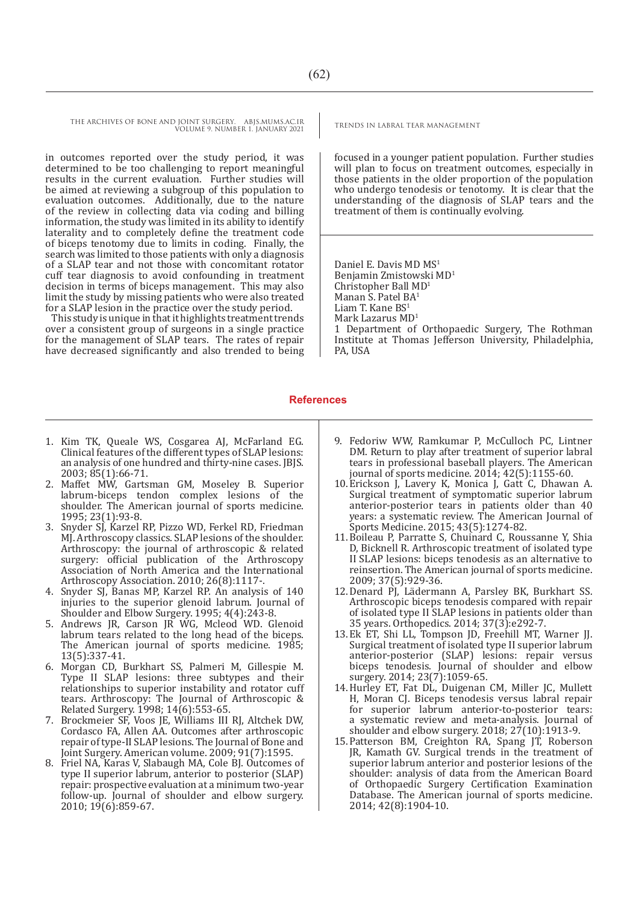in outcomes reported over the study period, it was determined to be too challenging to report meaningful results in the current evaluation. Further studies will be aimed at reviewing a subgroup of this population to evaluation outcomes. Additionally, due to the nature of the review in collecting data via coding and billing information, the study was limited in its ability to identify laterality and to completely define the treatment code of biceps tenotomy due to limits in coding. Finally, the search was limited to those patients with only a diagnosis of a SLAP tear and not those with concomitant rotator cuff tear diagnosis to avoid confounding in treatment decision in terms of biceps management. This may also limit the study by missing patients who were also treated for a SLAP lesion in the practice over the study period.

This study is unique in that it highlights treatment trends over a consistent group of surgeons in a single practice for the management of SLAP tears. The rates of repair have decreased significantly and also trended to being focused in a younger patient population. Further studies will plan to focus on treatment outcomes, especially in those patients in the older proportion of the population who undergo tenodesis or tenotomy. It is clear that the understanding of the diagnosis of SLAP tears and the treatment of them is continually evolving.

Daniel E. Davis MD MS[1]
Benjamin Zmistowski MD[1]
Christopher Ball MD[1]
Manan S. Patel BA[1]
Liam T. Kane BS[1]
Mark Lazarus MD[1]
1 Department of Orthopaedic Surgery, The Rothman Institute at Thomas Jefferson University, Philadelphia, PA, USA

## References

1. Kim TK, Queale WS, Cosgarea AJ, McFarland EG. Clinical features of the different types of SLAP lesions: an analysis of one hundred and thirty-nine cases. JBJS. 2003; 85(1):66-71.
2. Maffet MW, Gartsman GM, Moseley B. Superior labrum-biceps tendon complex lesions of the shoulder. The American journal of sports medicine. 1995; 23(1):93-8.
3. Snyder SJ, Karzel RP, Pizzo WD, Ferkel RD, Friedman MJ. Arthroscopy classics. SLAP lesions of the shoulder. Arthroscopy: the journal of arthroscopic & related surgery: official publication of the Arthroscopy Association of North America and the International Arthroscopy Association. 2010; 26(8):1117-.
4. Snyder SJ, Banas MP, Karzel RP. An analysis of 140 injuries to the superior glenoid labrum. Journal of Shoulder and Elbow Surgery. 1995; 4(4):243-8.
5. Andrews JR, Carson JR WG, Mcleod WD. Glenoid labrum tears related to the long head of the biceps. The American journal of sports medicine. 1985; 13(5):337-41.
6. Morgan CD, Burkhart SS, Palmeri M, Gillespie M. Type II SLAP lesions: three subtypes and their relationships to superior instability and rotator cuff tears. Arthroscopy: The Journal of Arthroscopic & Related Surgery. 1998; 14(6):553-65.
7. Brockmeier SF, Voos JE, Williams III RJ, Altchek DW, Cordasco FA, Allen AA. Outcomes after arthroscopic repair of type-II SLAP lesions. The Journal of Bone and Joint Surgery. American volume. 2009; 91(7):1595.
8. Friel NA, Karas V, Slabaugh MA, Cole BJ. Outcomes of type II superior labrum, anterior to posterior (SLAP) repair: prospective evaluation at a minimum two-year follow-up. Journal of shoulder and elbow surgery. 2010; 19(6):859-67.
9. Fedoriw WW, Ramkumar P, McCulloch PC, Lintner DM. Return to play after treatment of superior labral tears in professional baseball players. The American journal of sports medicine. 2014; 42(5):1155-60.
10. Erickson J, Lavery K, Monica J, Gatt C, Dhawan A. Surgical treatment of symptomatic superior labrum anterior-posterior tears in patients older than 40 years: a systematic review. The American Journal of Sports Medicine. 2015; 43(5):1274-82.
11. Boileau P, Parratte S, Chuinard C, Roussanne Y, Shia D, Bicknell R. Arthroscopic treatment of isolated type II SLAP lesions: biceps tenodesis as an alternative to reinsertion. The American journal of sports medicine. 2009; 37(5):929-36.
12. Denard PJ, Lädermann A, Parsley BK, Burkhart SS. Arthroscopic biceps tenodesis compared with repair of isolated type II SLAP lesions in patients older than 35 years. Orthopedics. 2014; 37(3):e292-7.
13. Ek ET, Shi LL, Tompson JD, Freehill MT, Warner JJ. Surgical treatment of isolated type II superior labrum anterior-posterior (SLAP) lesions: repair versus biceps tenodesis. Journal of shoulder and elbow surgery. 2014; 23(7):1059-65.
14. Hurley ET, Fat DL, Duigenan CM, Miller JC, Mullett H, Moran CJ. Biceps tenodesis versus labral repair for superior labrum anterior-to-posterior tears: a systematic review and meta-analysis. Journal of shoulder and elbow surgery. 2018; 27(10):1913-9.
15. Patterson BM, Creighton RA, Spang JT, Roberson JR, Kamath GV. Surgical trends in the treatment of superior labrum anterior and posterior lesions of the shoulder: analysis of data from the American Board of Orthopaedic Surgery Certification Examination Database. The American journal of sports medicine. 2014; 42(8):1904-10.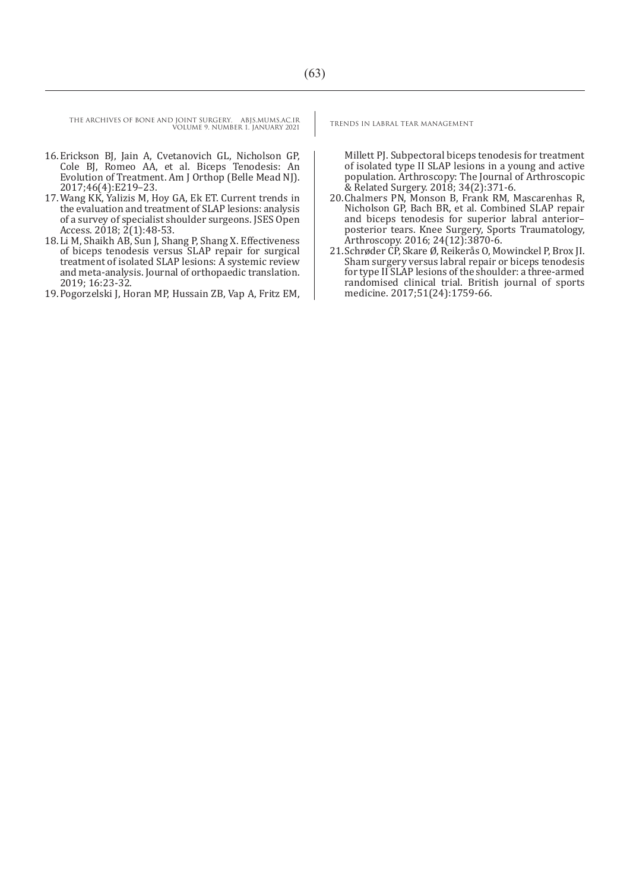16. Erickson BJ, Jain A, Cvetanovich GL, Nicholson GP, Cole BJ, Romeo AA, et al. Biceps Tenodesis: An Evolution of Treatment. Am J Orthop (Belle Mead NJ). 2017;46(4):E219–23.
17. Wang KK, Yalizis M, Hoy GA, Ek ET. Current trends in the evaluation and treatment of SLAP lesions: analysis of a survey of specialist shoulder surgeons. JSES Open Access. 2018; 2(1):48-53.
18. Li M, Shaikh AB, Sun J, Shang P, Shang X. Effectiveness of biceps tenodesis versus SLAP repair for surgical treatment of isolated SLAP lesions: A systemic review and meta-analysis. Journal of orthopaedic translation. 2019; 16:23-32.
19. Pogorzelski J, Horan MP, Hussain ZB, Vap A, Fritz EM, Millett PJ. Subpectoral biceps tenodesis for treatment of isolated type II SLAP lesions in a young and active population. Arthroscopy: The Journal of Arthroscopic & Related Surgery. 2018; 34(2):371-6.
20. Chalmers PN, Monson B, Frank RM, Mascarenhas R, Nicholson GP, Bach BR, et al. Combined SLAP repair and biceps tenodesis for superior labral anterior–posterior tears. Knee Surgery, Sports Traumatology, Arthroscopy. 2016; 24(12):3870-6.
21. Schrøder CP, Skare Ø, Reikerås O, Mowinckel P, Brox JI. Sham surgery versus labral repair or biceps tenodesis for type II SLAP lesions of the shoulder: a three-armed randomised clinical trial. British journal of sports medicine. 2017;51(24):1759-66.